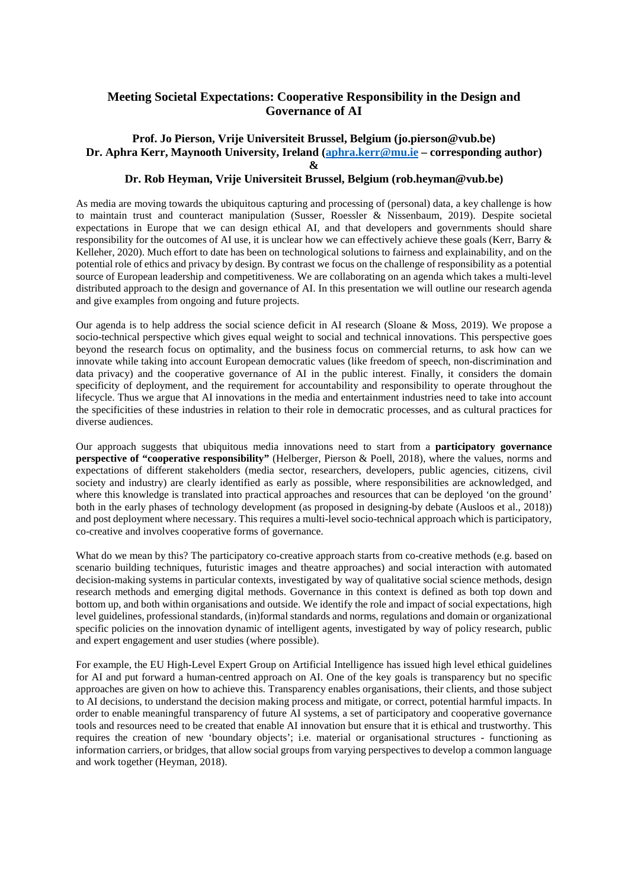# Meeting Societal Expectations: Cooperative Responsibility in the Design and Governance of AI

**Prof. Jo Pierson, Vrije Universiteit Brussel, Belgium (jo.pierson@vub.be)**
**Dr. Aphra Kerr, Maynooth University, Ireland (aphra.kerr@mu.ie – corresponding author)**
**&**
**Dr. Rob Heyman, Vrije Universiteit Brussel, Belgium (rob.heyman@vub.be)**

As media are moving towards the ubiquitous capturing and processing of (personal) data, a key challenge is how to maintain trust and counteract manipulation (Susser, Roessler & Nissenbaum, 2019). Despite societal expectations in Europe that we can design ethical AI, and that developers and governments should share responsibility for the outcomes of AI use, it is unclear how we can effectively achieve these goals (Kerr, Barry & Kelleher, 2020). Much effort to date has been on technological solutions to fairness and explainability, and on the potential role of ethics and privacy by design. By contrast we focus on the challenge of responsibility as a potential source of European leadership and competitiveness. We are collaborating on an agenda which takes a multi-level distributed approach to the design and governance of AI. In this presentation we will outline our research agenda and give examples from ongoing and future projects.

Our agenda is to help address the social science deficit in AI research (Sloane & Moss, 2019). We propose a socio-technical perspective which gives equal weight to social and technical innovations. This perspective goes beyond the research focus on optimality, and the business focus on commercial returns, to ask how can we innovate while taking into account European democratic values (like freedom of speech, non-discrimination and data privacy) and the cooperative governance of AI in the public interest. Finally, it considers the domain specificity of deployment, and the requirement for accountability and responsibility to operate throughout the lifecycle. Thus we argue that AI innovations in the media and entertainment industries need to take into account the specificities of these industries in relation to their role in democratic processes, and as cultural practices for diverse audiences.

Our approach suggests that ubiquitous media innovations need to start from a **participatory governance perspective of "cooperative responsibility"** (Helberger, Pierson & Poell, 2018), where the values, norms and expectations of different stakeholders (media sector, researchers, developers, public agencies, citizens, civil society and industry) are clearly identified as early as possible, where responsibilities are acknowledged, and where this knowledge is translated into practical approaches and resources that can be deployed 'on the ground' both in the early phases of technology development (as proposed in designing-by debate (Ausloos et al., 2018)) and post deployment where necessary. This requires a multi-level socio-technical approach which is participatory, co-creative and involves cooperative forms of governance.

What do we mean by this? The participatory co-creative approach starts from co-creative methods (e.g. based on scenario building techniques, futuristic images and theatre approaches) and social interaction with automated decision-making systems in particular contexts, investigated by way of qualitative social science methods, design research methods and emerging digital methods. Governance in this context is defined as both top down and bottom up, and both within organisations and outside. We identify the role and impact of social expectations, high level guidelines, professional standards, (in)formal standards and norms, regulations and domain or organizational specific policies on the innovation dynamic of intelligent agents, investigated by way of policy research, public and expert engagement and user studies (where possible).

For example, the EU High-Level Expert Group on Artificial Intelligence has issued high level ethical guidelines for AI and put forward a human-centred approach on AI. One of the key goals is transparency but no specific approaches are given on how to achieve this. Transparency enables organisations, their clients, and those subject to AI decisions, to understand the decision making process and mitigate, or correct, potential harmful impacts. In order to enable meaningful transparency of future AI systems, a set of participatory and cooperative governance tools and resources need to be created that enable AI innovation but ensure that it is ethical and trustworthy. This requires the creation of new 'boundary objects'; i.e. material or organisational structures - functioning as information carriers, or bridges, that allow social groups from varying perspectives to develop a common language and work together (Heyman, 2018).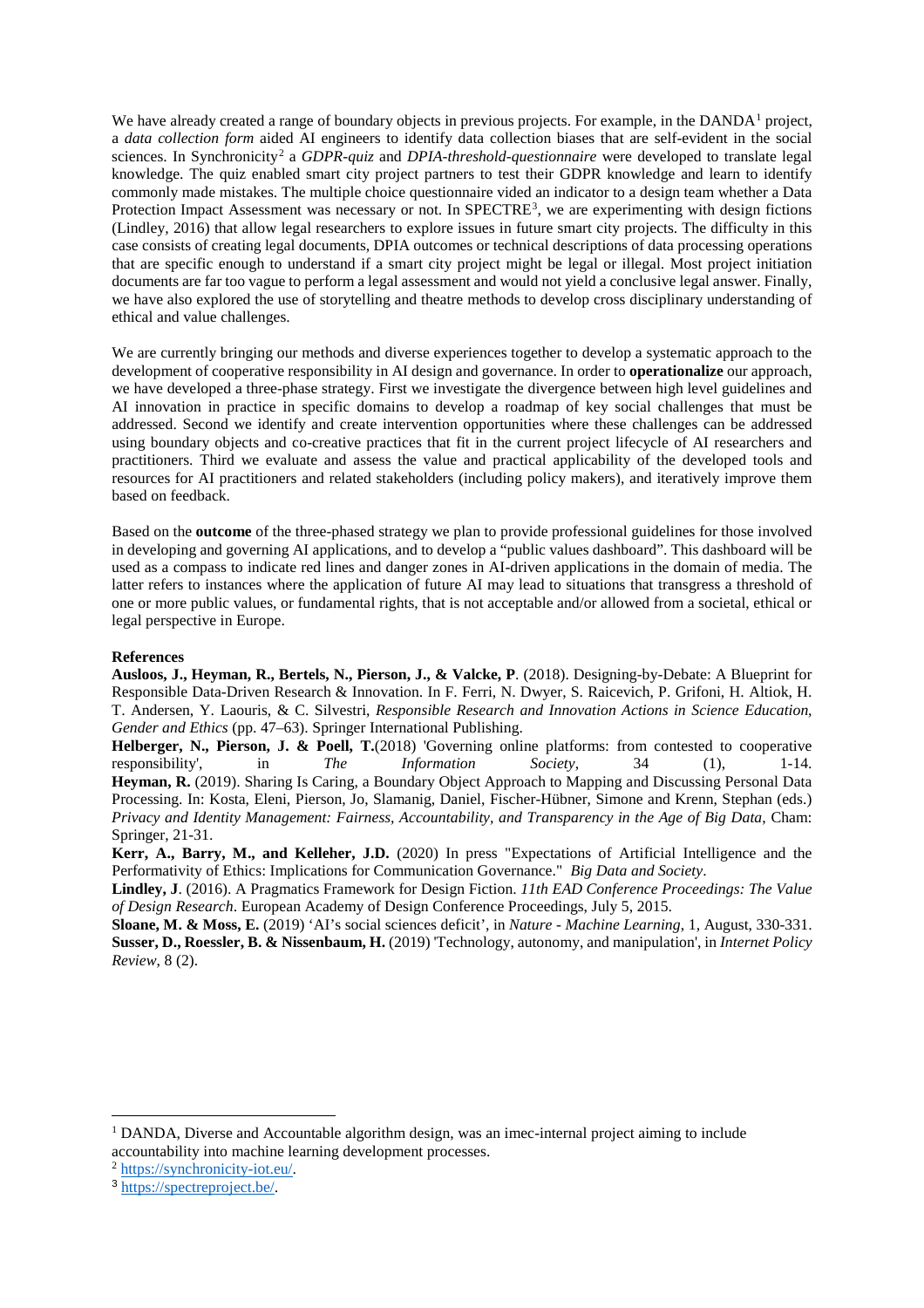We have already created a range of boundary objects in previous projects. For example, in the DANDA[1] project, a *data collection form* aided AI engineers to identify data collection biases that are self-evident in the social sciences. In Synchronicity[2] a *GDPR-quiz* and *DPIA-threshold-questionnaire* were developed to translate legal knowledge. The quiz enabled smart city project partners to test their GDPR knowledge and learn to identify commonly made mistakes. The multiple choice questionnaire vided an indicator to a design team whether a Data Protection Impact Assessment was necessary or not. In SPECTRE[3], we are experimenting with design fictions (Lindley, 2016) that allow legal researchers to explore issues in future smart city projects. The difficulty in this case consists of creating legal documents, DPIA outcomes or technical descriptions of data processing operations that are specific enough to understand if a smart city project might be legal or illegal. Most project initiation documents are far too vague to perform a legal assessment and would not yield a conclusive legal answer. Finally, we have also explored the use of storytelling and theatre methods to develop cross disciplinary understanding of ethical and value challenges.

We are currently bringing our methods and diverse experiences together to develop a systematic approach to the development of cooperative responsibility in AI design and governance. In order to **operationalize** our approach, we have developed a three-phase strategy. First we investigate the divergence between high level guidelines and AI innovation in practice in specific domains to develop a roadmap of key social challenges that must be addressed. Second we identify and create intervention opportunities where these challenges can be addressed using boundary objects and co-creative practices that fit in the current project lifecycle of AI researchers and practitioners. Third we evaluate and assess the value and practical applicability of the developed tools and resources for AI practitioners and related stakeholders (including policy makers), and iteratively improve them based on feedback.

Based on the **outcome** of the three-phased strategy we plan to provide professional guidelines for those involved in developing and governing AI applications, and to develop a "public values dashboard". This dashboard will be used as a compass to indicate red lines and danger zones in AI-driven applications in the domain of media. The latter refers to instances where the application of future AI may lead to situations that transgress a threshold of one or more public values, or fundamental rights, that is not acceptable and/or allowed from a societal, ethical or legal perspective in Europe.

**References**

**Ausloos, J., Heyman, R., Bertels, N., Pierson, J., & Valcke, P**. (2018). Designing-by-Debate: A Blueprint for Responsible Data-Driven Research & Innovation. In F. Ferri, N. Dwyer, S. Raicevich, P. Grifoni, H. Altiok, H. T. Andersen, Y. Laouris, & C. Silvestri, *Responsible Research and Innovation Actions in Science Education, Gender and Ethics* (pp. 47–63). Springer International Publishing.

**Helberger, N., Pierson, J. & Poell, T.**(2018) 'Governing online platforms: from contested to cooperative responsibility', in *The Information Society*, 34 (1), 1-14.

**Heyman, R.** (2019). Sharing Is Caring, a Boundary Object Approach to Mapping and Discussing Personal Data Processing. In: Kosta, Eleni, Pierson, Jo, Slamanig, Daniel, Fischer-Hübner, Simone and Krenn, Stephan (eds.) *Privacy and Identity Management: Fairness, Accountability, and Transparency in the Age of Big Data*, Cham: Springer, 21-31.

**Kerr, A., Barry, M., and Kelleher, J.D.** (2020) In press "Expectations of Artificial Intelligence and the Performativity of Ethics: Implications for Communication Governance." *Big Data and Society*.

**Lindley, J**. (2016). A Pragmatics Framework for Design Fiction. *11th EAD Conference Proceedings: The Value of Design Research*. European Academy of Design Conference Proceedings, July 5, 2015.

**Sloane, M. & Moss, E.** (2019) 'AI's social sciences deficit', in *Nature - Machine Learning*, 1, August, 330-331.

**Susser, D., Roessler, B. & Nissenbaum, H.** (2019) 'Technology, autonomy, and manipulation', in *Internet Policy Review*, 8 (2).

---

[1] DANDA, Diverse and Accountable algorithm design, was an imec-internal project aiming to include accountability into machine learning development processes.

[2] https://synchronicity-iot.eu/.

[3] https://spectreproject.be/.